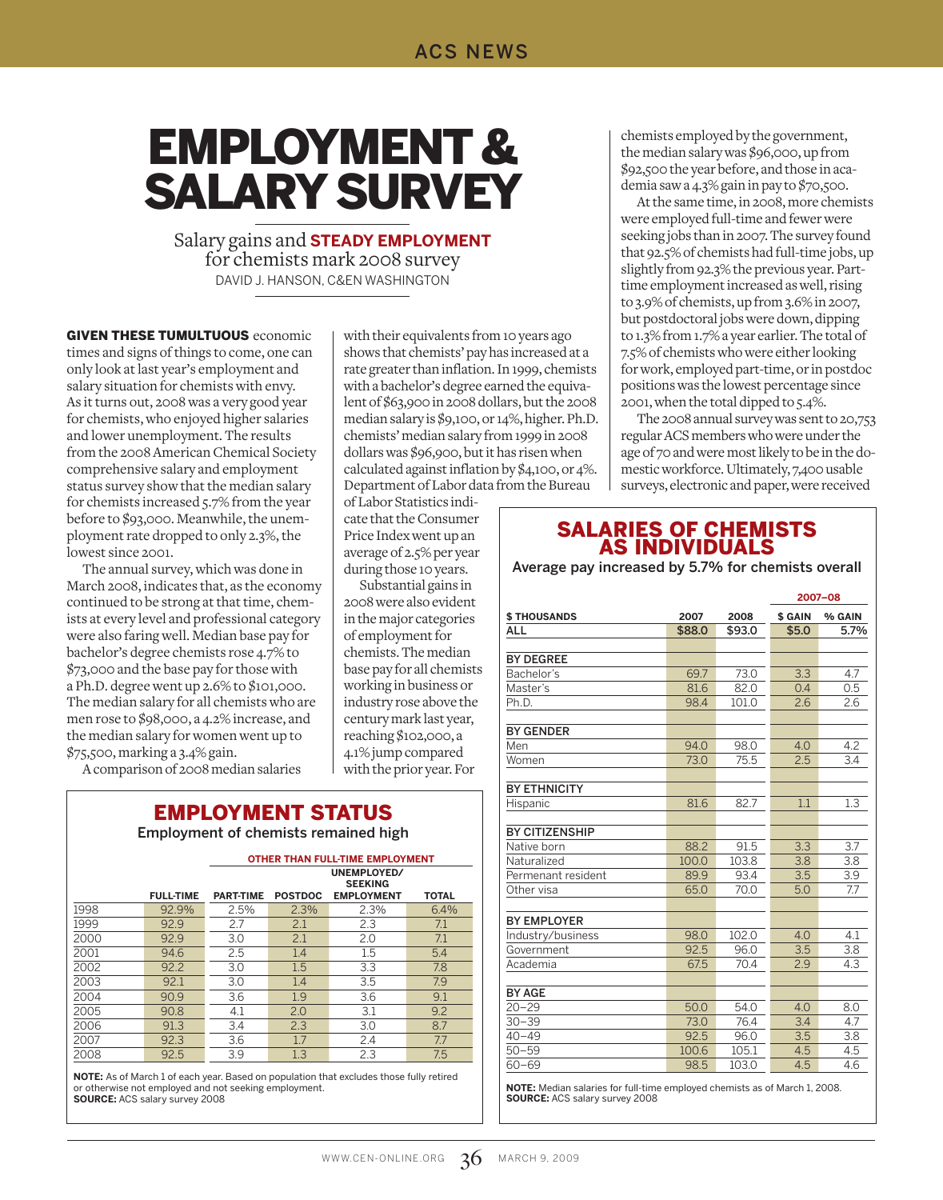ACS NEWS

# EMPLOYMENT & SALARY SURVEY

Salary gains and **STEADY EMPLOYMENT** for chemists mark 2008 survey

DAVID J. HANSON, C&EN WASHINGTON

**GIVEN THESE TUMULTUOUS** economic times and signs of things to come, one can only look at last year's employment and salary situation for chemists with envy. As it turns out, 2008 was a very good year for chemists, who enjoyed higher salaries and lower unemployment. The results from the 2008 American Chemical Society comprehensive salary and employment status survey show that the median salary for chemists increased 5.7% from the year before to $93,000. Meanwhile, the unemployment rate dropped to only 2.3%, the lowest since 2001.

The annual survey, which was done in March 2008, indicates that, as the economy continued to be strong at that time, chemists at every level and professional category were also faring well. Median base pay for bachelor's degree chemists rose 4.7% to $73,000 and the base pay for those with a Ph.D. degree went up 2.6% to $101,000. The median salary for all chemists who are men rose to $98,000, a 4.2% increase, and the median salary for women went up to $75,500, marking a 3.4% gain.

A comparison of 2008 median salaries with their equivalents from 10 years ago shows that chemists' pay has increased at a rate greater than inflation. In 1999, chemists with a bachelor's degree earned the equivalent of $63,900 in 2008 dollars, but the 2008 median salary is $9,100, or 14%, higher. Ph.D. chemists' median salary from 1999 in 2008 dollars was $96,900, but it has risen when calculated against inflation by $4,100, or 4%. Department of Labor data from the Bureau of Labor Statistics indicate that the Consumer Price Index went up an average of 2.5% per year during those 10 years.

Substantial gains in 2008 were also evident in the major categories of employment for chemists. The median base pay for all chemists working in business or industry rose above the century mark last year, reaching $102,000, a 4.1% jump compared with the prior year. For chemists employed by the government, the median salary was $96,000, up from $92,500 the year before, and those in academia saw a 4.3% gain in pay to $70,500.

At the same time, in 2008, more chemists were employed full-time and fewer were seeking jobs than in 2007. The survey found that 92.5% of chemists had full-time jobs, up slightly from 92.3% the previous year. Part-time employment increased as well, rising to 3.9% of chemists, up from 3.6% in 2007, but postdoctoral jobs were down, dipping to 1.3% from 1.7% a year earlier. The total of 7.5% of chemists who were either looking for work, employed part-time, or in postdoc positions was the lowest percentage since 2001, when the total dipped to 5.4%.

The 2008 annual survey was sent to 20,753 regular ACS members who were under the age of 70 and were most likely to be in the domestic workforce. Ultimately, 7,400 usable surveys, electronic and paper, were received

## EMPLOYMENT STATUS

Employment of chemists remained high

| | | OTHER THAN FULL-TIME EMPLOYMENT | | | |
|---|---|---|---|---|---|
| | FULL-TIME | PART-TIME | POSTDOC | UNEMPLOYED/ SEEKING EMPLOYMENT | TOTAL |
| 1998 | 92.9% | 2.5% | 2.3% | 2.3% | 6.4% |
| 1999 | 92.9 | 2.7 | 2.1 | 2.3 | 7.1 |
| 2000 | 92.9 | 3.0 | 2.1 | 2.0 | 7.1 |
| 2001 | 94.6 | 2.5 | 1.4 | 1.5 | 5.4 |
| 2002 | 92.2 | 3.0 | 1.5 | 3.3 | 7.8 |
| 2003 | 92.1 | 3.0 | 1.4 | 3.5 | 7.9 |
| 2004 | 90.9 | 3.6 | 1.9 | 3.6 | 9.1 |
| 2005 | 90.8 | 4.1 | 2.0 | 3.1 | 9.2 |
| 2006 | 91.3 | 3.4 | 2.3 | 3.0 | 8.7 |
| 2007 | 92.3 | 3.6 | 1.7 | 2.4 | 7.7 |
| 2008 | 92.5 | 3.9 | 1.3 | 2.3 | 7.5 |

**NOTE:** As of March 1 of each year. Based on population that excludes those fully retired or otherwise not employed and not seeking employment.
**SOURCE:** ACS salary survey 2008

## SALARIES OF CHEMISTS AS INDIVIDUALS

Average pay increased by 5.7% for chemists overall

| $ THOUSANDS | 2007 | 2008 | 2007–08 $ GAIN | 2007–08 % GAIN |
|---|---|---|---|---|
| **ALL** | **$88.0** | **$93.0** | **$5.0** | **5.7%** |
| **BY DEGREE** | | | | |
| Bachelor's | 69.7 | 73.0 | 3.3 | 4.7 |
| Master's | 81.6 | 82.0 | 0.4 | 0.5 |
| Ph.D. | 98.4 | 101.0 | 2.6 | 2.6 |
| **BY GENDER** | | | | |
| Men | 94.0 | 98.0 | 4.0 | 4.2 |
| Women | 73.0 | 75.5 | 2.5 | 3.4 |
| **BY ETHNICITY** | | | | |
| Hispanic | 81.6 | 82.7 | 1.1 | 1.3 |
| **BY CITIZENSHIP** | | | | |
| Native born | 88.2 | 91.5 | 3.3 | 3.7 |
| Naturalized | 100.0 | 103.8 | 3.8 | 3.8 |
| Permanent resident | 89.9 | 93.4 | 3.5 | 3.9 |
| Other visa | 65.0 | 70.0 | 5.0 | 7.7 |
| **BY EMPLOYER** | | | | |
| Industry/business | 98.0 | 102.0 | 4.0 | 4.1 |
| Government | 92.5 | 96.0 | 3.5 | 3.8 |
| Academia | 67.5 | 70.4 | 2.9 | 4.3 |
| **BY AGE** | | | | |
| 20–29 | 50.0 | 54.0 | 4.0 | 8.0 |
| 30–39 | 73.0 | 76.4 | 3.4 | 4.7 |
| 40–49 | 92.5 | 96.0 | 3.5 | 3.8 |
| 50–59 | 100.6 | 105.1 | 4.5 | 4.5 |
| 60–69 | 98.5 | 103.0 | 4.5 | 4.6 |

**NOTE:** Median salaries for full-time employed chemists as of March 1, 2008.
**SOURCE:** ACS salary survey 2008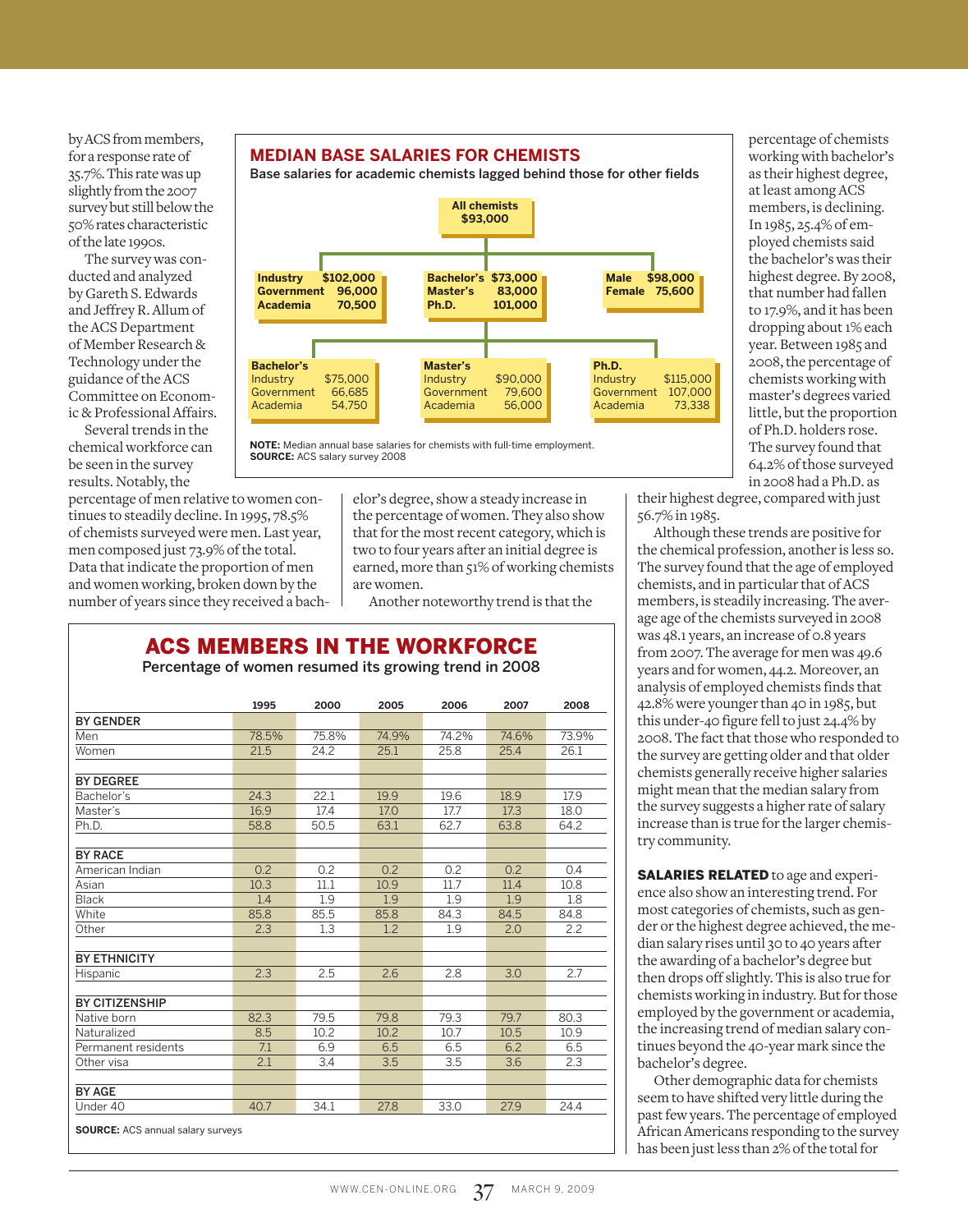by ACS from members, for a response rate of 35.7%. This rate was up slightly from the 2007 survey but still below the 50% rates characteristic of the late 1990s.

The survey was conducted and analyzed by Gareth S. Edwards and Jeffrey R. Allum of the ACS Department of Member Research & Technology under the guidance of the ACS Committee on Economic & Professional Affairs.

Several trends in the chemical workforce can be seen in the survey results. Notably, the percentage of men relative to women continues to steadily decline. In 1995, 78.5% of chemists surveyed were men. Last year, men composed just 73.9% of the total. Data that indicate the proportion of men and women working, broken down by the number of years since they received a bachelor's degree, show a steady increase in the percentage of women. They also show that for the most recent category, which is two to four years after an initial degree is earned, more than 51% of working chemists are women.

Another noteworthy trend is that the percentage of chemists working with bachelor's as their highest degree, at least among ACS members, is declining. In 1985, 25.4% of employed chemists said the bachelor's was their highest degree. By 2008, that number had fallen to 17.9%, and it has been dropping about 1% each year. Between 1985 and 2008, the percentage of chemists working with master's degrees varied little, but the proportion of Ph.D. holders rose. The survey found that 64.2% of those surveyed in 2008 had a Ph.D. as their highest degree, compared with just 56.7% in 1985.

Although these trends are positive for the chemical profession, another is less so. The survey found that the age of employed chemists, and in particular that of ACS members, is steadily increasing. The average age of the chemists surveyed in 2008 was 48.1 years, an increase of 0.8 years from 2007. The average for men was 49.6 years and for women, 44.2. Moreover, an analysis of employed chemists finds that 42.8% were younger than 40 in 1985, but this under-40 figure fell to just 24.4% by 2008. The fact that those who responded to the survey are getting older and that older chemists generally receive higher salaries might mean that the median salary from the survey suggests a higher rate of salary increase than is true for the larger chemistry community.

**SALARIES RELATED** to age and experience also show an interesting trend. For most categories of chemists, such as gender or the highest degree achieved, the median salary rises until 30 to 40 years after the awarding of a bachelor's degree but then drops off slightly. This is also true for chemists working in industry. But for those employed by the government or academia, the increasing trend of median salary continues beyond the 40-year mark since the bachelor's degree.

Other demographic data for chemists seem to have shifted very little during the past few years. The percentage of employed African Americans responding to the survey has been just less than 2% of the total for

## MEDIAN BASE SALARIES FOR CHEMISTS

Base salaries for academic chemists lagged behind those for other fields

**All chemists $93,000**

| | |
|---|---|
| **Industry** | **$102,000** |
| **Government** | **96,000** |
| **Academia** | **70,500** |

| | |
|---|---|
| **Bachelor's** | **$73,000** |
| **Master's** | **83,000** |
| **Ph.D.** | **101,000** |

| | |
|---|---|
| **Male** | **$98,000** |
| **Female** | **75,600** |

| Bachelor's | |
|---|---|
| Industry | $75,000 |
| Government | 66,685 |
| Academia | 54,750 |

| Master's | |
|---|---|
| Industry | $90,000 |
| Government | 79,600 |
| Academia | 56,000 |

| Ph.D. | |
|---|---|
| Industry | $115,000 |
| Government | 107,000 |
| Academia | 73,338 |

**NOTE:** Median annual base salaries for chemists with full-time employment.
**SOURCE:** ACS salary survey 2008

## ACS MEMBERS IN THE WORKFORCE

Percentage of women resumed its growing trend in 2008

| | 1995 | 2000 | 2005 | 2006 | 2007 | 2008 |
|---|---|---|---|---|---|---|
| **BY GENDER** | | | | | | |
| Men | 78.5% | 75.8% | 74.9% | 74.2% | 74.6% | 73.9% |
| Women | 21.5 | 24.2 | 25.1 | 25.8 | 25.4 | 26.1 |
| **BY DEGREE** | | | | | | |
| Bachelor's | 24.3 | 22.1 | 19.9 | 19.6 | 18.9 | 17.9 |
| Master's | 16.9 | 17.4 | 17.0 | 17.7 | 17.3 | 18.0 |
| Ph.D. | 58.8 | 50.5 | 63.1 | 62.7 | 63.8 | 64.2 |
| **BY RACE** | | | | | | |
| American Indian | 0.2 | 0.2 | 0.2 | 0.2 | 0.2 | 0.4 |
| Asian | 10.3 | 11.1 | 10.9 | 11.7 | 11.4 | 10.8 |
| Black | 1.4 | 1.9 | 1.9 | 1.9 | 1.9 | 1.8 |
| White | 85.8 | 85.5 | 85.8 | 84.3 | 84.5 | 84.8 |
| Other | 2.3 | 1.3 | 1.2 | 1.9 | 2.0 | 2.2 |
| **BY ETHNICITY** | | | | | | |
| Hispanic | 2.3 | 2.5 | 2.6 | 2.8 | 3.0 | 2.7 |
| **BY CITIZENSHIP** | | | | | | |
| Native born | 82.3 | 79.5 | 79.8 | 79.3 | 79.7 | 80.3 |
| Naturalized | 8.5 | 10.2 | 10.2 | 10.7 | 10.5 | 10.9 |
| Permanent residents | 7.1 | 6.9 | 6.5 | 6.5 | 6.2 | 6.5 |
| Other visa | 2.1 | 3.4 | 3.5 | 3.5 | 3.6 | 2.3 |
| **BY AGE** | | | | | | |
| Under 40 | 40.7 | 34.1 | 27.8 | 33.0 | 27.9 | 24.4 |

**SOURCE:** ACS annual salary surveys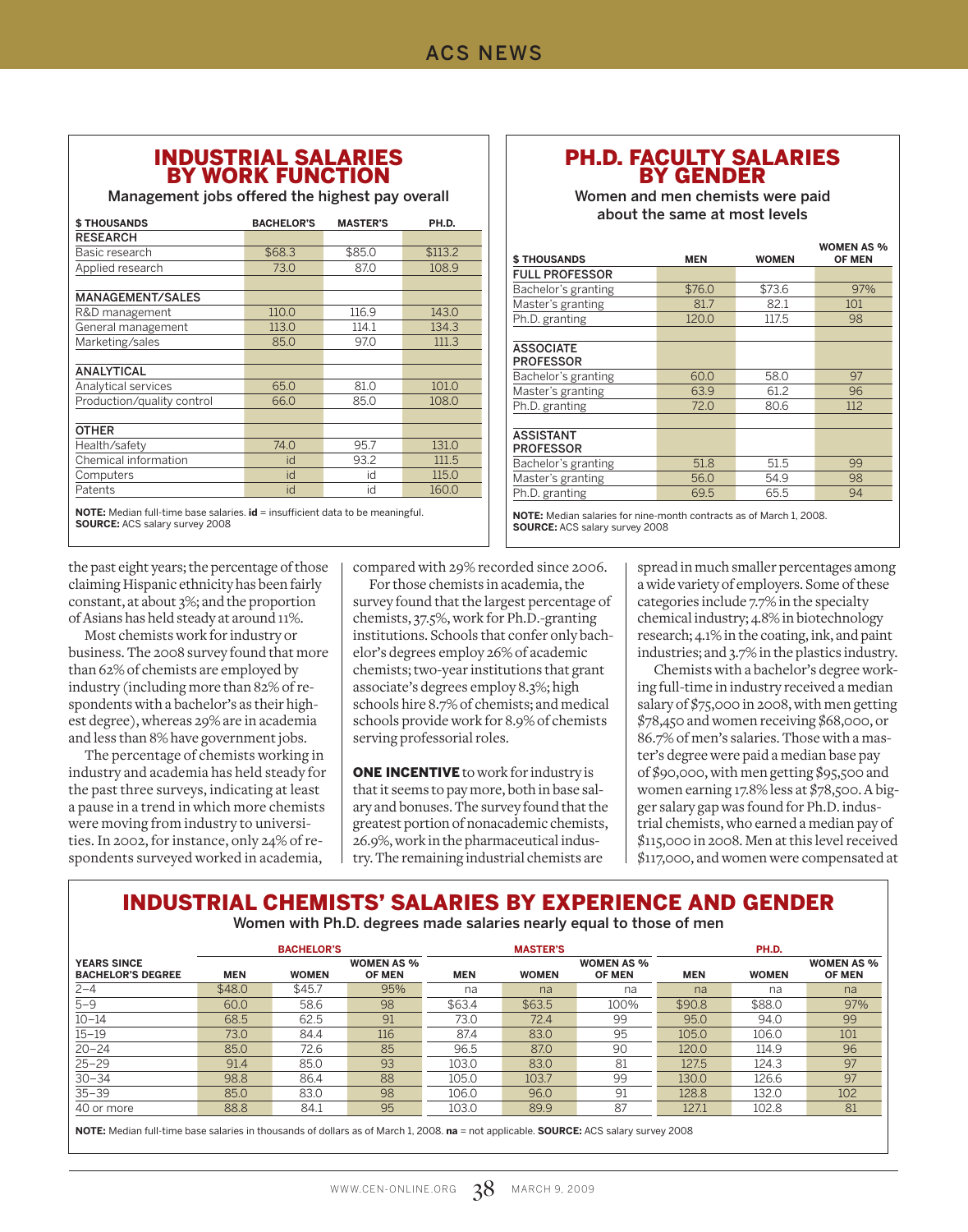## INDUSTRIAL SALARIES BY WORK FUNCTION

Management jobs offered the highest pay overall

| $ THOUSANDS | BACHELOR'S | MASTER'S | PH.D. |
|---|---|---|---|
| **RESEARCH** | | | |
| Basic research | $68.3 | $85.0 | $113.2 |
| Applied research | 73.0 | 87.0 | 108.9 |
| **MANAGEMENT/SALES** | | | |
| R&D management | 110.0 | 116.9 | 143.0 |
| General management | 113.0 | 114.1 | 134.3 |
| Marketing/sales | 85.0 | 97.0 | 111.3 |
| **ANALYTICAL** | | | |
| Analytical services | 65.0 | 81.0 | 101.0 |
| Production/quality control | 66.0 | 85.0 | 108.0 |
| **OTHER** | | | |
| Health/safety | 74.0 | 95.7 | 131.0 |
| Chemical information | id | 93.2 | 111.5 |
| Computers | id | id | 115.0 |
| Patents | id | id | 160.0 |

**NOTE:** Median full-time base salaries. **id** = insufficient data to be meaningful.
**SOURCE:** ACS salary survey 2008

## PH.D. FACULTY SALARIES BY GENDER

Women and men chemists were paid about the same at most levels

| $ THOUSANDS | MEN | WOMEN | WOMEN AS % OF MEN |
|---|---|---|---|
| **FULL PROFESSOR** | | | |
| Bachelor's granting | $76.0 | $73.6 | 97% |
| Master's granting | 81.7 | 82.1 | 101 |
| Ph.D. granting | 120.0 | 117.5 | 98 |
| **ASSOCIATE PROFESSOR** | | | |
| Bachelor's granting | 60.0 | 58.0 | 97 |
| Master's granting | 63.9 | 61.2 | 96 |
| Ph.D. granting | 72.0 | 80.6 | 112 |
| **ASSISTANT PROFESSOR** | | | |
| Bachelor's granting | 51.8 | 51.5 | 99 |
| Master's granting | 56.0 | 54.9 | 98 |
| Ph.D. granting | 69.5 | 65.5 | 94 |

**NOTE:** Median salaries for nine-month contracts as of March 1, 2008.
**SOURCE:** ACS salary survey 2008

the past eight years; the percentage of those claiming Hispanic ethnicity has been fairly constant, at about 3%; and the proportion of Asians has held steady at around 11%.

Most chemists work for industry or business. The 2008 survey found that more than 62% of chemists are employed by industry (including more than 82% of respondents with a bachelor's as their highest degree), whereas 29% are in academia and less than 8% have government jobs.

The percentage of chemists working in industry and academia has held steady for the past three surveys, indicating at least a pause in a trend in which more chemists were moving from industry to universities. In 2002, for instance, only 24% of respondents surveyed worked in academia, compared with 29% recorded since 2006.

For those chemists in academia, the survey found that the largest percentage of chemists, 37.5%, work for Ph.D.-granting institutions. Schools that confer only bachelor's degrees employ 26% of academic chemists; two-year institutions that grant associate's degrees employ 8.3%; high schools hire 8.7% of chemists; and medical schools provide work for 8.9% of chemists serving professorial roles.

**ONE INCENTIVE** to work for industry is that it seems to pay more, both in base salary and bonuses. The survey found that the greatest portion of nonacademic chemists, 26.9%, work in the pharmaceutical industry. The remaining industrial chemists are spread in much smaller percentages among a wide variety of employers. Some of these categories include 7.7% in the specialty chemical industry; 4.8% in biotechnology research; 4.1% in the coating, ink, and paint industries; and 3.7% in the plastics industry.

Chemists with a bachelor's degree working full-time in industry received a median salary of $75,000 in 2008, with men getting $78,450 and women receiving $68,000, or 86.7% of men's salaries. Those with a master's degree were paid a median base pay of $90,000, with men getting $95,500 and women earning 17.8% less at $78,500. A bigger salary gap was found for Ph.D. industrial chemists, who earned a median pay of $115,000 in 2008. Men at this level received $117,000, and women were compensated at

## INDUSTRIAL CHEMISTS' SALARIES BY EXPERIENCE AND GENDER

Women with Ph.D. degrees made salaries nearly equal to those of men

| | BACHELOR'S | | | MASTER'S | | | PH.D. | | |
|---|---|---|---|---|---|---|---|---|---|
| YEARS SINCE BACHELOR'S DEGREE | MEN | WOMEN | WOMEN AS % OF MEN | MEN | WOMEN | WOMEN AS % OF MEN | MEN | WOMEN | WOMEN AS % OF MEN |
| 2–4 | $48.0 | $45.7 | 95% | na | na | na | na | na | na |
| 5–9 | 60.0 | 58.6 | 98 | $63.4 | $63.5 | 100% | $90.8 | $88.0 | 97% |
| 10–14 | 68.5 | 62.5 | 91 | 73.0 | 72.4 | 99 | 95.0 | 94.0 | 99 |
| 15–19 | 73.0 | 84.4 | 116 | 87.4 | 83.0 | 95 | 105.0 | 106.0 | 101 |
| 20–24 | 85.0 | 72.6 | 85 | 96.5 | 87.0 | 90 | 120.0 | 114.9 | 96 |
| 25–29 | 91.4 | 85.0 | 93 | 103.0 | 83.0 | 81 | 127.5 | 124.3 | 97 |
| 30–34 | 98.8 | 86.4 | 88 | 105.0 | 103.7 | 99 | 130.0 | 126.6 | 97 |
| 35–39 | 85.0 | 83.0 | 98 | 106.0 | 96.0 | 91 | 128.8 | 132.0 | 102 |
| 40 or more | 88.8 | 84.1 | 95 | 103.0 | 89.9 | 87 | 127.1 | 102.8 | 81 |

**NOTE:** Median full-time base salaries in thousands of dollars as of March 1, 2008. **na** = not applicable. **SOURCE:** ACS salary survey 2008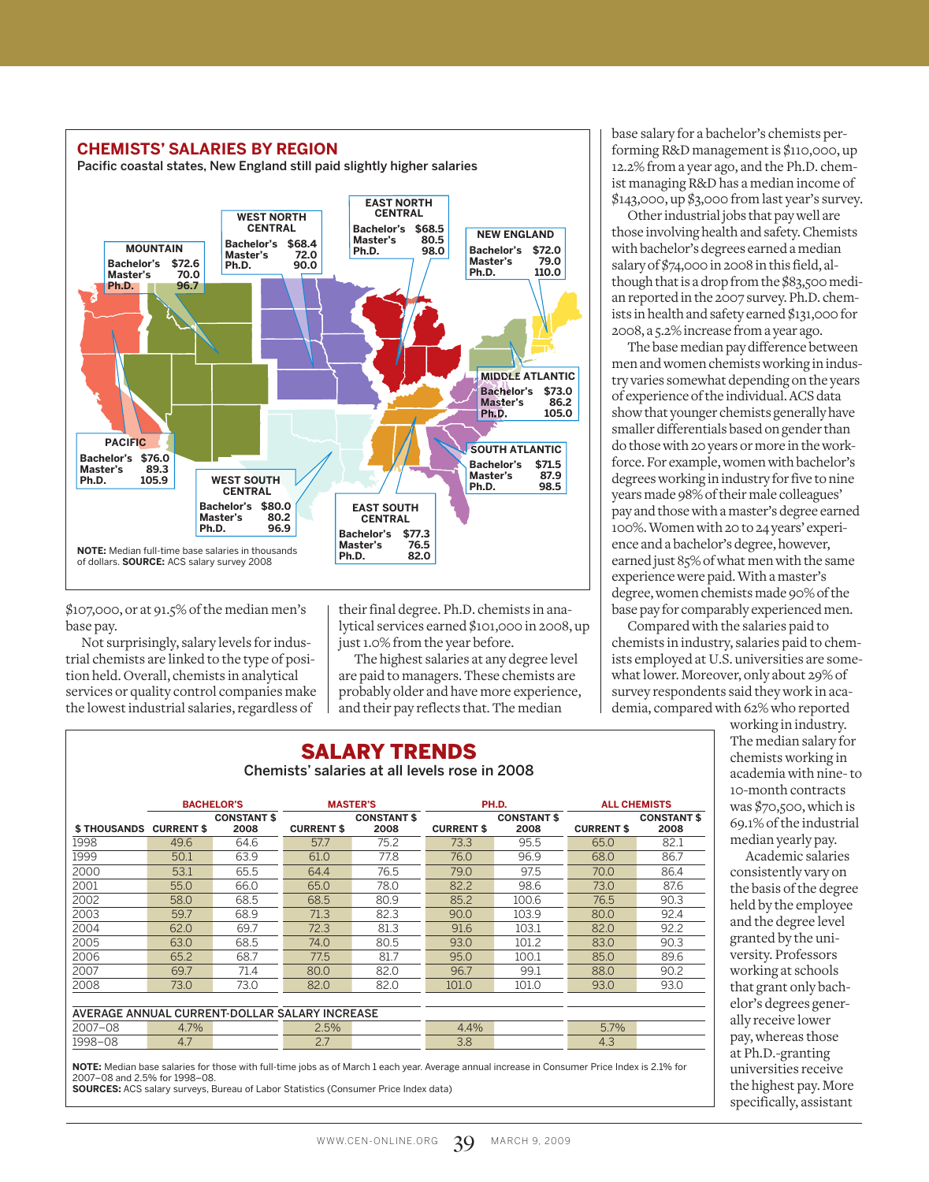## CHEMISTS' SALARIES BY REGION

Pacific coastal states, New England still paid slightly higher salaries

| Region | Bachelor's | Master's | Ph.D. |
|---|---|---|---|
| MOUNTAIN | $72.6 | 70.0 | 96.7 |
| WEST NORTH CENTRAL | $68.4 | 72.0 | 90.0 |
| EAST NORTH CENTRAL | $68.5 | 80.5 | 98.0 |
| NEW ENGLAND | $72.0 | 79.0 | 110.0 |
| MIDDLE ATLANTIC | $73.0 | 86.2 | 105.0 |
| SOUTH ATLANTIC | $71.5 | 87.9 | 98.5 |
| EAST SOUTH CENTRAL | $77.3 | 76.5 | 82.0 |
| WEST SOUTH CENTRAL | $80.0 | 80.2 | 96.9 |
| PACIFIC | $76.0 | 89.3 | 105.9 |

**NOTE:** Median full-time base salaries in thousands of dollars. **SOURCE:** ACS salary survey 2008

$107,000, or at 91.5% of the median men's base pay.

Not surprisingly, salary levels for industrial chemists are linked to the type of position held. Overall, chemists in analytical services or quality control companies make the lowest industrial salaries, regardless of their final degree. Ph.D. chemists in analytical services earned $101,000 in 2008, up just 1.0% from the year before.

The highest salaries at any degree level are paid to managers. These chemists are probably older and have more experience, and their pay reflects that. The median base salary for a bachelor's chemists performing R&D management is $110,000, up 12.2% from a year ago, and the Ph.D. chemist managing R&D has a median income of $143,000, up $3,000 from last year's survey.

Other industrial jobs that pay well are those involving health and safety. Chemists with bachelor's degrees earned a median salary of $74,000 in 2008 in this field, although that is a drop from the $83,500 median reported in the 2007 survey. Ph.D. chemists in health and safety earned $131,000 for 2008, a 5.2% increase from a year ago.

The base median pay difference between men and women chemists working in industry varies somewhat depending on the years of experience of the individual. ACS data show that younger chemists generally have smaller differentials based on gender than do those with 20 years or more in the workforce. For example, women with bachelor's degrees working in industry for five to nine years made 98% of their male colleagues' pay and those with a master's degree earned 100%. Women with 20 to 24 years' experience and a bachelor's degree, however, earned just 85% of what men with the same experience were paid. With a master's degree, women chemists made 90% of the base pay for comparably experienced men.

Compared with the salaries paid to chemists in industry, salaries paid to chemists employed at U.S. universities are somewhat lower. Moreover, only about 29% of survey respondents said they work in academia, compared with 62% who reported working in industry. The median salary for chemists working in academia with nine- to 10-month contracts was $70,500, which is 69.1% of the industrial median yearly pay.

Academic salaries consistently vary on the basis of the degree held by the employee and the degree level granted by the university. Professors working at schools that grant only bachelor's degrees generally receive lower pay, whereas those at Ph.D.-granting universities receive the highest pay. More specifically, assistant

## SALARY TRENDS

Chemists' salaries at all levels rose in 2008

| | BACHELOR'S | | MASTER'S | | PH.D. | | ALL CHEMISTS | |
|---|---|---|---|---|---|---|---|---|
| $ THOUSANDS | CURRENT $ | CONSTANT $ 2008 | CURRENT $ | CONSTANT $ 2008 | CURRENT $ | CONSTANT $ 2008 | CURRENT $ | CONSTANT $ 2008 |
| 1998 | 49.6 | 64.6 | 57.7 | 75.2 | 73.3 | 95.5 | 65.0 | 82.1 |
| 1999 | 50.1 | 63.9 | 61.0 | 77.8 | 76.0 | 96.9 | 68.0 | 86.7 |
| 2000 | 53.1 | 65.5 | 64.4 | 76.5 | 79.0 | 97.5 | 70.0 | 86.4 |
| 2001 | 55.0 | 66.0 | 65.0 | 78.0 | 82.2 | 98.6 | 73.0 | 87.6 |
| 2002 | 58.0 | 68.5 | 68.5 | 80.9 | 85.2 | 100.6 | 76.5 | 90.3 |
| 2003 | 59.7 | 68.9 | 71.3 | 82.3 | 90.0 | 103.9 | 80.0 | 92.4 |
| 2004 | 62.0 | 69.7 | 72.3 | 81.3 | 91.6 | 103.1 | 82.0 | 92.2 |
| 2005 | 63.0 | 68.5 | 74.0 | 80.5 | 93.0 | 101.2 | 83.0 | 90.3 |
| 2006 | 65.2 | 68.7 | 77.5 | 81.7 | 95.0 | 100.1 | 85.0 | 89.6 |
| 2007 | 69.7 | 71.4 | 80.0 | 82.0 | 96.7 | 99.1 | 88.0 | 90.2 |
| 2008 | 73.0 | 73.0 | 82.0 | 82.0 | 101.0 | 101.0 | 93.0 | 93.0 |
| AVERAGE ANNUAL CURRENT-DOLLAR SALARY INCREASE | | | | | | | | |
| 2007–08 | 4.7% | | 2.5% | | 4.4% | | 5.7% | |
| 1998–08 | 4.7 | | 2.7 | | 3.8 | | 4.3 | |

**NOTE:** Median base salaries for those with full-time jobs as of March 1 each year. Average annual increase in Consumer Price Index is 2.1% for 2007–08 and 2.5% for 1998–08.
**SOURCES:** ACS salary surveys, Bureau of Labor Statistics (Consumer Price Index data)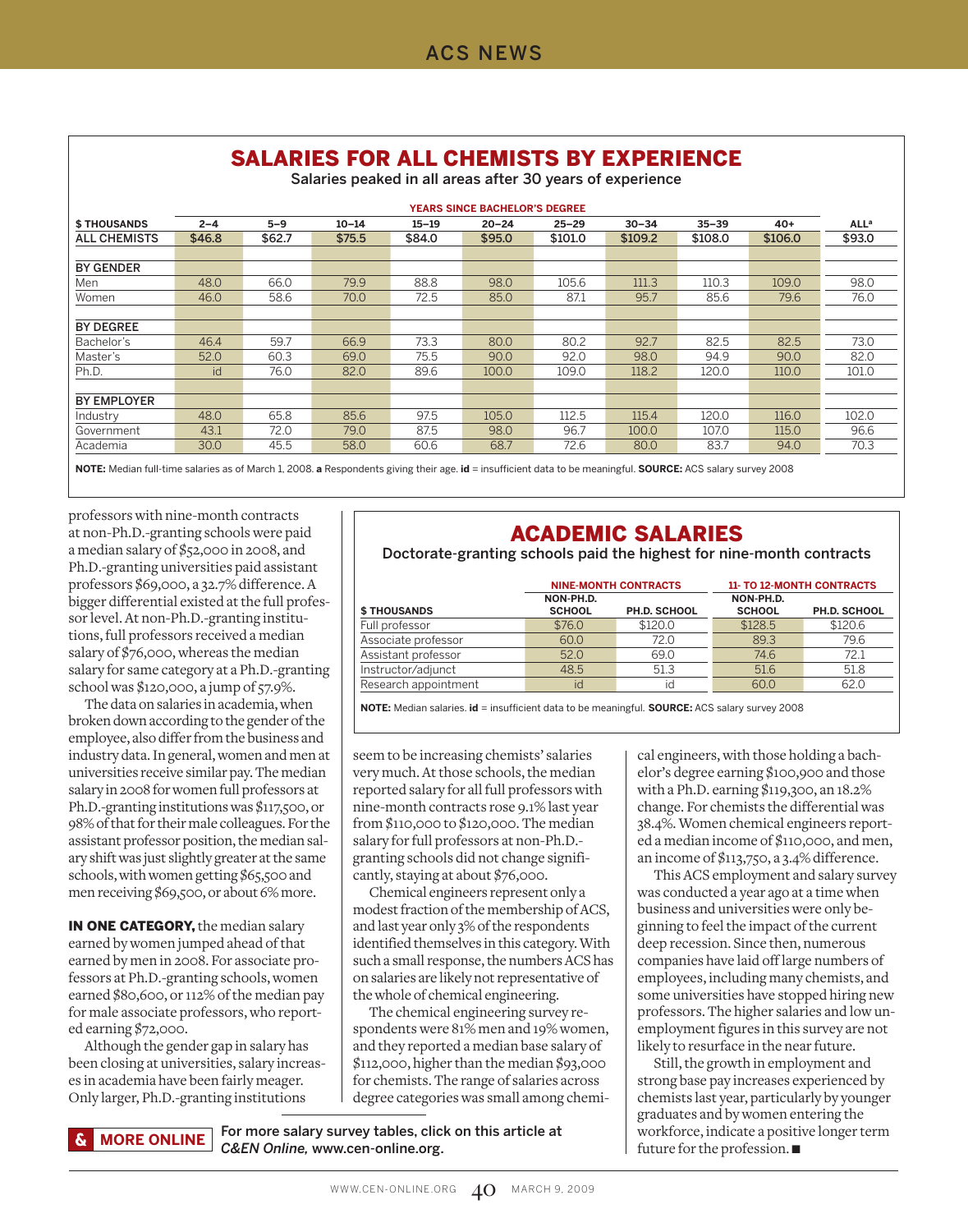## SALARIES FOR ALL CHEMISTS BY EXPERIENCE

Salaries peaked in all areas after 30 years of experience

| $ THOUSANDS | 2–4 | 5–9 | 10–14 | 15–19 | 20–24 | 25–29 | 30–34 | 35–39 | 40+ | ALL[a] |
|---|---|---|---|---|---|---|---|---|---|---|
| | YEARS SINCE BACHELOR'S DEGREE | | | | | | | | | |
| **ALL CHEMISTS** | **$46.8** | **$62.7** | **$75.5** | **$84.0** | **$95.0** | **$101.0** | **$109.2** | **$108.0** | **$106.0** | **$93.0** |
| **BY GENDER** | | | | | | | | | | |
| Men | 48.0 | 66.0 | 79.9 | 88.8 | 98.0 | 105.6 | 111.3 | 110.3 | 109.0 | 98.0 |
| Women | 46.0 | 58.6 | 70.0 | 72.5 | 85.0 | 87.1 | 95.7 | 85.6 | 79.6 | 76.0 |
| **BY DEGREE** | | | | | | | | | | |
| Bachelor's | 46.4 | 59.7 | 66.9 | 73.3 | 80.0 | 80.2 | 92.7 | 82.5 | 82.5 | 73.0 |
| Master's | 52.0 | 60.3 | 69.0 | 75.5 | 90.0 | 92.0 | 98.0 | 94.9 | 90.0 | 82.0 |
| Ph.D. | id | 76.0 | 82.0 | 89.6 | 100.0 | 109.0 | 118.2 | 120.0 | 110.0 | 101.0 |
| **BY EMPLOYER** | | | | | | | | | | |
| Industry | 48.0 | 65.8 | 85.6 | 97.5 | 105.0 | 112.5 | 115.4 | 120.0 | 116.0 | 102.0 |
| Government | 43.1 | 72.0 | 79.0 | 87.5 | 98.0 | 96.7 | 100.0 | 107.0 | 115.0 | 96.6 |
| Academia | 30.0 | 45.5 | 58.0 | 60.6 | 68.7 | 72.6 | 80.0 | 83.7 | 94.0 | 70.3 |

**NOTE:** Median full-time salaries as of March 1, 2008. **a** Respondents giving their age. **id** = insufficient data to be meaningful. **SOURCE:** ACS salary survey 2008

professors with nine-month contracts at non-Ph.D.-granting schools were paid a median salary of $52,000 in 2008, and Ph.D.-granting universities paid assistant professors $69,000, a 32.7% difference. A bigger differential existed at the full professor level. At non-Ph.D.-granting institutions, full professors received a median salary of $76,000, whereas the median salary for same category at a Ph.D.-granting school was $120,000, a jump of 57.9%.

The data on salaries in academia, when broken down according to the gender of the employee, also differ from the business and industry data. In general, women and men at universities receive similar pay. The median salary in 2008 for women full professors at Ph.D.-granting institutions was $117,500, or 98% of that for their male colleagues. For the assistant professor position, the median salary shift was just slightly greater at the same schools, with women getting $65,500 and men receiving $69,500, or about 6% more.

**IN ONE CATEGORY,** the median salary earned by women jumped ahead of that earned by men in 2008. For associate professors at Ph.D.-granting schools, women earned $80,600, or 112% of the median pay for male associate professors, who reported earning $72,000.

Although the gender gap in salary has been closing at universities, salary increases in academia have been fairly meager. Only larger, Ph.D.-granting institutions seem to be increasing chemists' salaries very much. At those schools, the median reported salary for all full professors with nine-month contracts rose 9.1% last year from $110,000 to $120,000. The median salary for full professors at non-Ph.D.-granting schools did not change significantly, staying at about $76,000.

## ACADEMIC SALARIES

Doctorate-granting schools paid the highest for nine-month contracts

| $ THOUSANDS | NINE-MONTH CONTRACTS | | 11- TO 12-MONTH CONTRACTS | |
|---|---|---|---|---|
| | NON-PH.D. SCHOOL | PH.D. SCHOOL | NON-PH.D. SCHOOL | PH.D. SCHOOL |
| Full professor | $76.0 | $120.0 | $128.5 | $120.6 |
| Associate professor | 60.0 | 72.0 | 89.3 | 79.6 |
| Assistant professor | 52.0 | 69.0 | 74.6 | 72.1 |
| Instructor/adjunct | 48.5 | 51.3 | 51.6 | 51.8 |
| Research appointment | id | id | 60.0 | 62.0 |

**NOTE:** Median salaries. **id** = insufficient data to be meaningful. **SOURCE:** ACS salary survey 2008

Chemical engineers represent only a modest fraction of the membership of ACS, and last year only 3% of the respondents identified themselves in this category. With such a small response, the numbers ACS has on salaries are likely not representative of the whole of chemical engineering.

The chemical engineering survey respondents were 81% men and 19% women, and they reported a median base salary of $112,000, higher than the median $93,000 for chemists. The range of salaries across degree categories was small among chemical engineers, with those holding a bachelor's degree earning $100,900 and those with a Ph.D. earning $119,300, an 18.2% change. For chemists the differential was 38.4%. Women chemical engineers reported a median income of $110,000, and men, an income of $113,750, a 3.4% difference.

This ACS employment and salary survey was conducted a year ago at a time when business and universities were only beginning to feel the impact of the current deep recession. Since then, numerous companies have laid off large numbers of employees, including many chemists, and some universities have stopped hiring new professors. The higher salaries and low unemployment figures in this survey are not likely to resurface in the near future.

Still, the growth in employment and strong base pay increases experienced by chemists last year, particularly by younger graduates and by women entering the workforce, indicate a positive longer term future for the profession. ■

**& MORE ONLINE** For more salary survey tables, click on this article at *C&EN Online*, www.cen-online.org.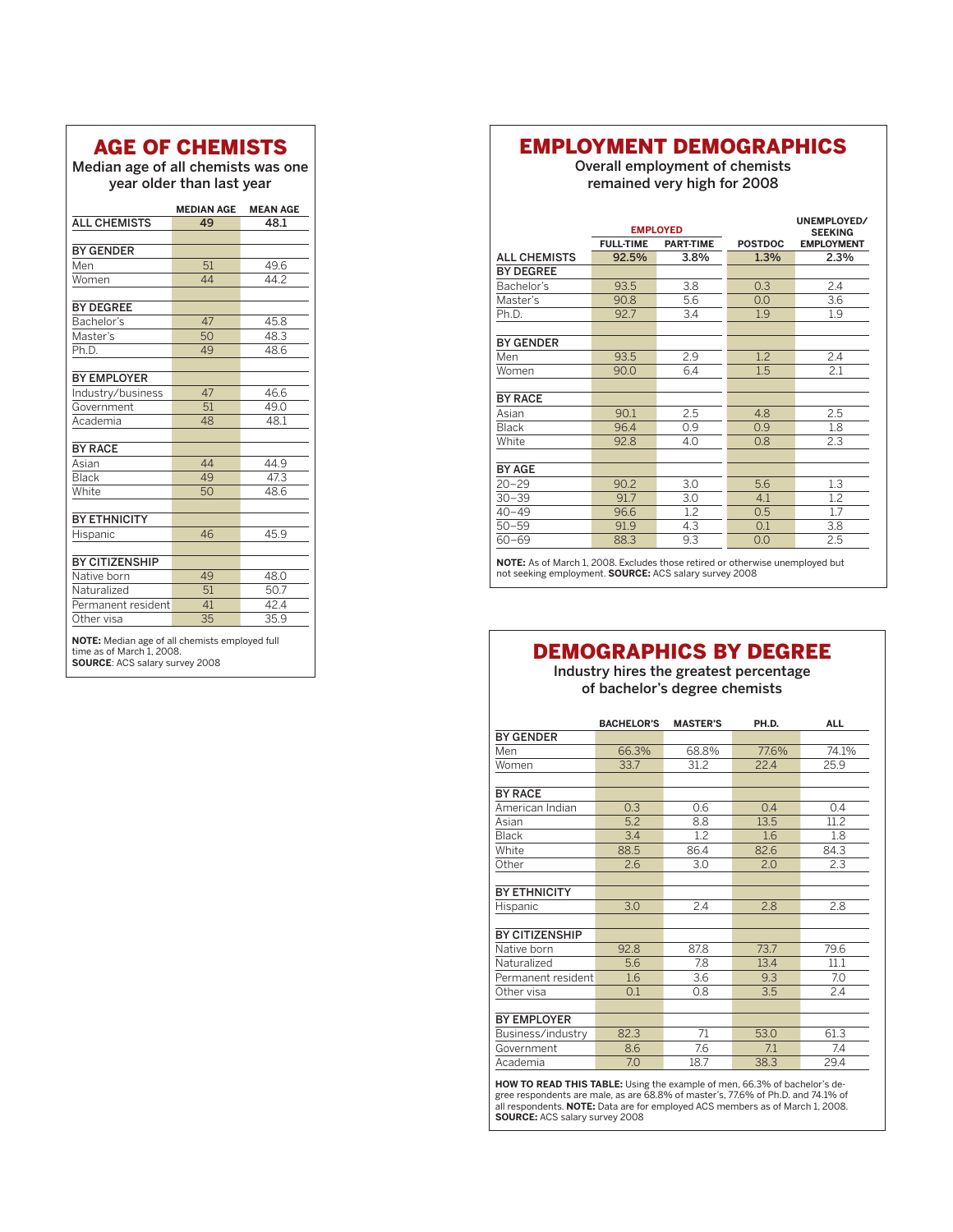## AGE OF CHEMISTS

Median age of all chemists was one year older than last year

| | MEDIAN AGE | MEAN AGE |
|---|---|---|
| ALL CHEMISTS | 49 | 48.1 |
| **BY GENDER** | | |
| Men | 51 | 49.6 |
| Women | 44 | 44.2 |
| **BY DEGREE** | | |
| Bachelor's | 47 | 45.8 |
| Master's | 50 | 48.3 |
| Ph.D. | 49 | 48.6 |
| **BY EMPLOYER** | | |
| Industry/business | 47 | 46.6 |
| Government | 51 | 49.0 |
| Academia | 48 | 48.1 |
| **BY RACE** | | |
| Asian | 44 | 44.9 |
| Black | 49 | 47.3 |
| White | 50 | 48.6 |
| **BY ETHNICITY** | | |
| Hispanic | 46 | 45.9 |
| **BY CITIZENSHIP** | | |
| Native born | 49 | 48.0 |
| Naturalized | 51 | 50.7 |
| Permanent resident | 41 | 42.4 |
| Other visa | 35 | 35.9 |

**NOTE:** Median age of all chemists employed full time as of March 1, 2008.
**SOURCE**: ACS salary survey 2008

## EMPLOYMENT DEMOGRAPHICS

Overall employment of chemists remained very high for 2008

| | EMPLOYED | | | UNEMPLOYED/ SEEKING |
|---|---|---|---|---|
| | FULL-TIME | PART-TIME | POSTDOC | EMPLOYMENT |
| ALL CHEMISTS | 92.5% | 3.8% | 1.3% | 2.3% |
| **BY DEGREE** | | | | |
| Bachelor's | 93.5 | 3.8 | 0.3 | 2.4 |
| Master's | 90.8 | 5.6 | 0.0 | 3.6 |
| Ph.D. | 92.7 | 3.4 | 1.9 | 1.9 |
| **BY GENDER** | | | | |
| Men | 93.5 | 2.9 | 1.2 | 2.4 |
| Women | 90.0 | 6.4 | 1.5 | 2.1 |
| **BY RACE** | | | | |
| Asian | 90.1 | 2.5 | 4.8 | 2.5 |
| Black | 96.4 | 0.9 | 0.9 | 1.8 |
| White | 92.8 | 4.0 | 0.8 | 2.3 |
| **BY AGE** | | | | |
| 20–29 | 90.2 | 3.0 | 5.6 | 1.3 |
| 30–39 | 91.7 | 3.0 | 4.1 | 1.2 |
| 40–49 | 96.6 | 1.2 | 0.5 | 1.7 |
| 50–59 | 91.9 | 4.3 | 0.1 | 3.8 |
| 60–69 | 88.3 | 9.3 | 0.0 | 2.5 |

**NOTE:** As of March 1, 2008. Excludes those retired or otherwise unemployed but not seeking employment. **SOURCE:** ACS salary survey 2008

## DEMOGRAPHICS BY DEGREE

Industry hires the greatest percentage of bachelor's degree chemists

| | BACHELOR'S | MASTER'S | PH.D. | ALL |
|---|---|---|---|---|
| **BY GENDER** | | | | |
| Men | 66.3% | 68.8% | 77.6% | 74.1% |
| Women | 33.7 | 31.2 | 22.4 | 25.9 |
| **BY RACE** | | | | |
| American Indian | 0.3 | 0.6 | 0.4 | 0.4 |
| Asian | 5.2 | 8.8 | 13.5 | 11.2 |
| Black | 3.4 | 1.2 | 1.6 | 1.8 |
| White | 88.5 | 86.4 | 82.6 | 84.3 |
| Other | 2.6 | 3.0 | 2.0 | 2.3 |
| **BY ETHNICITY** | | | | |
| Hispanic | 3.0 | 2.4 | 2.8 | 2.8 |
| **BY CITIZENSHIP** | | | | |
| Native born | 92.8 | 87.8 | 73.7 | 79.6 |
| Naturalized | 5.6 | 7.8 | 13.4 | 11.1 |
| Permanent resident | 1.6 | 3.6 | 9.3 | 7.0 |
| Other visa | 0.1 | 0.8 | 3.5 | 2.4 |
| **BY EMPLOYER** | | | | |
| Business/industry | 82.3 | 71 | 53.0 | 61.3 |
| Government | 8.6 | 7.6 | 7.1 | 7.4 |
| Academia | 7.0 | 18.7 | 38.3 | 29.4 |

**HOW TO READ THIS TABLE:** Using the example of men, 66.3% of bachelor's degree respondents are male, as are 68.8% of master's, 77.6% of Ph.D. and 74.1% of all respondents. **NOTE:** Data are for employed ACS members as of March 1, 2008. **SOURCE:** ACS salary survey 2008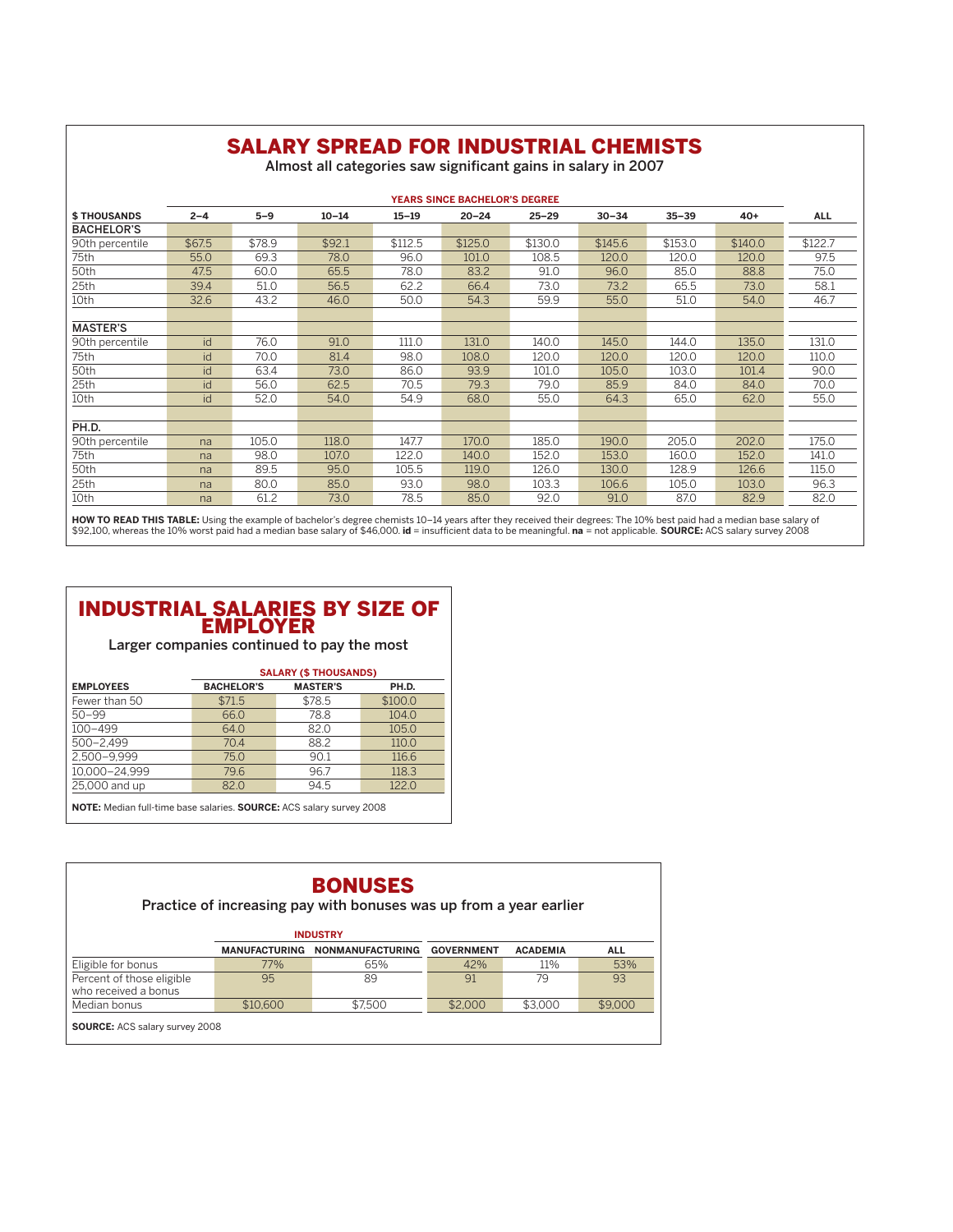## SALARY SPREAD FOR INDUSTRIAL CHEMISTS

Almost all categories saw significant gains in salary in 2007

| $ THOUSANDS | YEARS SINCE BACHELOR'S DEGREE | | | | | | | | | |
|---|---|---|---|---|---|---|---|---|---|---|
| | 2–4 | 5–9 | 10–14 | 15–19 | 20–24 | 25–29 | 30–34 | 35–39 | 40+ | ALL |
| **BACHELOR'S** | | | | | | | | | | |
| 90th percentile | $67.5 | $78.9 | $92.1 | $112.5 | $125.0 | $130.0 | $145.6 | $153.0 | $140.0 | $122.7 |
| 75th | 55.0 | 69.3 | 78.0 | 96.0 | 101.0 | 108.5 | 120.0 | 120.0 | 120.0 | 97.5 |
| 50th | 47.5 | 60.0 | 65.5 | 78.0 | 83.2 | 91.0 | 96.0 | 85.0 | 88.8 | 75.0 |
| 25th | 39.4 | 51.0 | 56.5 | 62.2 | 66.4 | 73.0 | 73.2 | 65.5 | 73.0 | 58.1 |
| 10th | 32.6 | 43.2 | 46.0 | 50.0 | 54.3 | 59.9 | 55.0 | 51.0 | 54.0 | 46.7 |
| **MASTER'S** | | | | | | | | | | |
| 90th percentile | id | 76.0 | 91.0 | 111.0 | 131.0 | 140.0 | 145.0 | 144.0 | 135.0 | 131.0 |
| 75th | id | 70.0 | 81.4 | 98.0 | 108.0 | 120.0 | 120.0 | 120.0 | 120.0 | 110.0 |
| 50th | id | 63.4 | 73.0 | 86.0 | 93.9 | 101.0 | 105.0 | 103.0 | 101.4 | 90.0 |
| 25th | id | 56.0 | 62.5 | 70.5 | 79.3 | 79.0 | 85.9 | 84.0 | 84.0 | 70.0 |
| 10th | id | 52.0 | 54.0 | 54.9 | 68.0 | 55.0 | 64.3 | 65.0 | 62.0 | 55.0 |
| **PH.D.** | | | | | | | | | | |
| 90th percentile | na | 105.0 | 118.0 | 147.7 | 170.0 | 185.0 | 190.0 | 205.0 | 202.0 | 175.0 |
| 75th | na | 98.0 | 107.0 | 122.0 | 140.0 | 152.0 | 153.0 | 160.0 | 152.0 | 141.0 |
| 50th | na | 89.5 | 95.0 | 105.5 | 119.0 | 126.0 | 130.0 | 128.9 | 126.6 | 115.0 |
| 25th | na | 80.0 | 85.0 | 93.0 | 98.0 | 103.3 | 106.6 | 105.0 | 103.0 | 96.3 |
| 10th | na | 61.2 | 73.0 | 78.5 | 85.0 | 92.0 | 91.0 | 87.0 | 82.9 | 82.0 |

**HOW TO READ THIS TABLE:** Using the example of bachelor's degree chemists 10–14 years after they received their degrees: The 10% best paid had a median base salary of $92,100, whereas the 10% worst paid had a median base salary of $46,000. **id** = insufficient data to be meaningful. **na** = not applicable. **SOURCE:** ACS salary survey 2008

## INDUSTRIAL SALARIES BY SIZE OF EMPLOYER

Larger companies continued to pay the most

| EMPLOYEES | SALARY ($ THOUSANDS) | | |
|---|---|---|---|
| | BACHELOR'S | MASTER'S | PH.D. |
| Fewer than 50 | $71.5 | $78.5 | $100.0 |
| 50–99 | 66.0 | 78.8 | 104.0 |
| 100–499 | 64.0 | 82.0 | 105.0 |
| 500–2,499 | 70.4 | 88.2 | 110.0 |
| 2,500–9,999 | 75.0 | 90.1 | 116.6 |
| 10,000–24,999 | 79.6 | 96.7 | 118.3 |
| 25,000 and up | 82.0 | 94.5 | 122.0 |

**NOTE:** Median full-time base salaries. **SOURCE:** ACS salary survey 2008

## BONUSES

Practice of increasing pay with bonuses was up from a year earlier

| | INDUSTRY | | | | |
|---|---|---|---|---|---|
| | MANUFACTURING | NONMANUFACTURING | GOVERNMENT | ACADEMIA | ALL |
| Eligible for bonus | 77% | 65% | 42% | 11% | 53% |
| Percent of those eligible who received a bonus | 95 | 89 | 91 | 79 | 93 |
| Median bonus | $10,600 | $7,500 | $2,000 | $3,000 | $9,000 |

**SOURCE:** ACS salary survey 2008